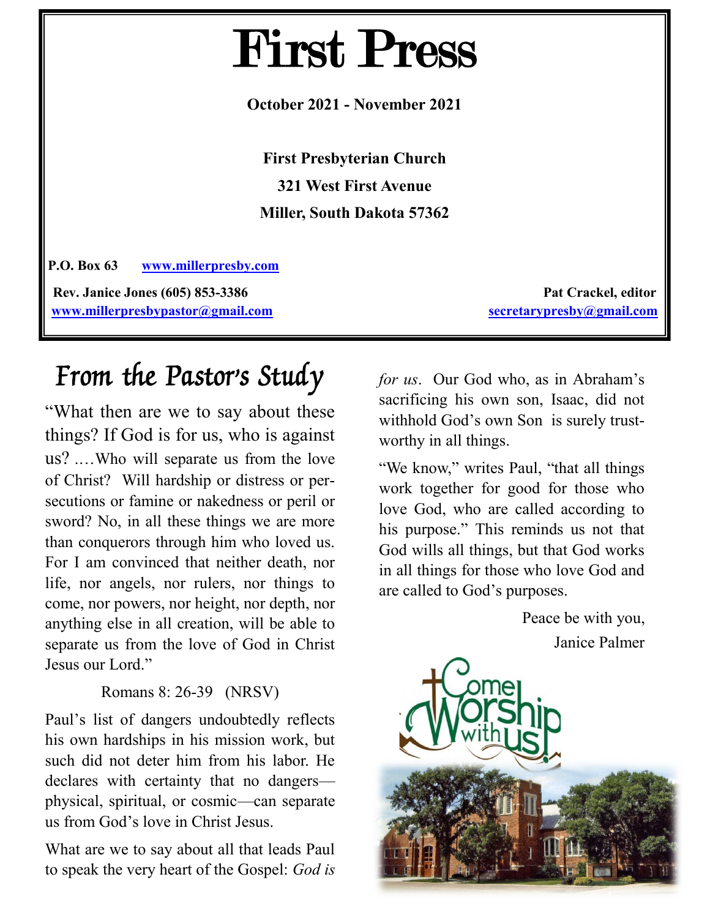# First Press

**October 2021 - November 2021**

**First Presbyterian Church**

**321 West First Avenue**

**Miller, South Dakota 57362**

**P.O. Box 63** **www.millerpresby.com**

**Rev. Janice Jones (605) 853-3386**
**www.millerpresbypastor@gmail.com**

**Pat Crackel, editor**
**secretarypresby@gmail.com**

## From the Pastor's Study

"What then are we to say about these things? If God is for us, who is against us? .…Who will separate us from the love of Christ? Will hardship or distress or persecutions or famine or nakedness or peril or sword? No, in all these things we are more than conquerors through him who loved us. For I am convinced that neither death, nor life, nor angels, nor rulers, nor things to come, nor powers, nor height, nor depth, nor anything else in all creation, will be able to separate us from the love of God in Christ Jesus our Lord."

Romans 8: 26-39 (NRSV)

Paul's list of dangers undoubtedly reflects his own hardships in his mission work, but such did not deter him from his labor. He declares with certainty that no dangers—physical, spiritual, or cosmic—can separate us from God's love in Christ Jesus.

What are we to say about all that leads Paul to speak the very heart of the Gospel: *God is for us*. Our God who, as in Abraham's sacrificing his own son, Isaac, did not withhold God's own Son is surely trustworthy in all things.

"We know," writes Paul, "that all things work together for good for those who love God, who are called according to his purpose." This reminds us not that God wills all things, but that God works in all things for those who love God and are called to God's purposes.

Peace be with you,

Janice Palmer

Come Worship with us!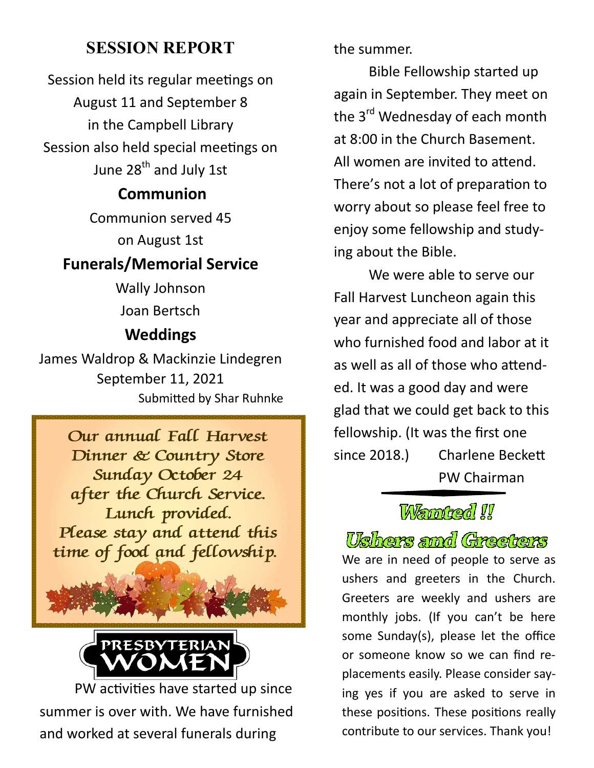## SESSION REPORT

Session held its regular meetings on August 11 and September 8 in the Campbell Library

Session also held special meetings on June 28th and July 1st

### Communion

Communion served 45 on August 1st

### Funerals/Memorial Service

Wally Johnson

Joan Bertsch

### Weddings

James Waldrop & Mackinzie Lindegren
September 11, 2021

Submitted by Shar Ruhnke

*Our annual Fall Harvest Dinner & Country Store Sunday October 24 after the Church Service. Lunch provided. Please stay and attend this time of food and fellowship.*

## PRESBYTERIAN WOMEN

PW activities have started up since summer is over with. We have furnished and worked at several funerals during the summer.

Bible Fellowship started up again in September. They meet on the 3rd Wednesday of each month at 8:00 in the Church Basement. All women are invited to attend. There's not a lot of preparation to worry about so please feel free to enjoy some fellowship and studying about the Bible.

We were able to serve our Fall Harvest Luncheon again this year and appreciate all of those who furnished food and labor at it as well as all of those who attended. It was a good day and were glad that we could get back to this fellowship. (It was the first one since 2018.)

Charlene Beckett
PW Chairman

## Wanted !!
## Ushers and Greeters

We are in need of people to serve as ushers and greeters in the Church. Greeters are weekly and ushers are monthly jobs. (If you can't be here some Sunday(s), please let the office or someone know so we can find replacements easily. Please consider saying yes if you are asked to serve in these positions. These positions really contribute to our services. Thank you!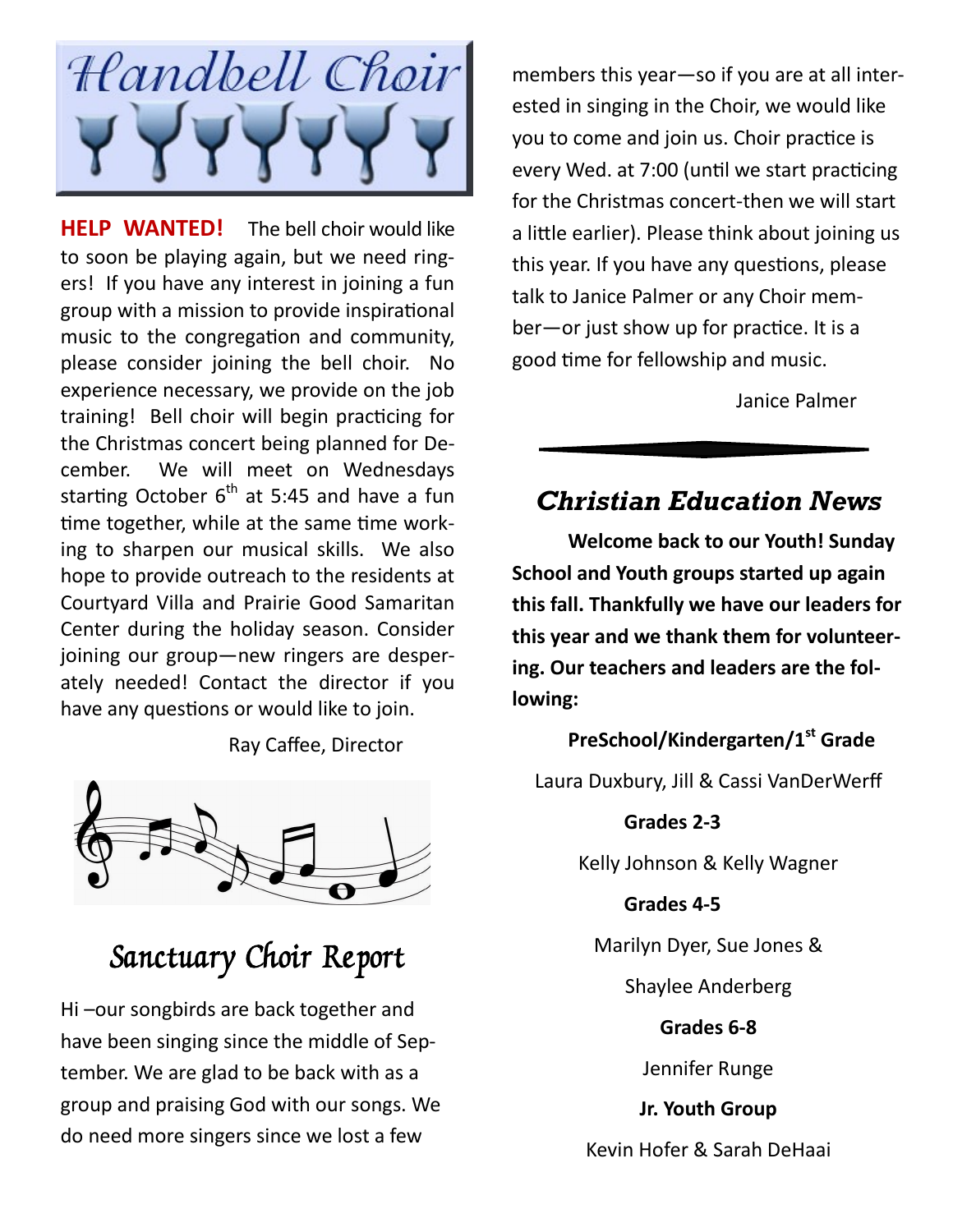# Handbell Choir

**HELP WANTED!** The bell choir would like to soon be playing again, but we need ringers! If you have any interest in joining a fun group with a mission to provide inspirational music to the congregation and community, please consider joining the bell choir. No experience necessary, we provide on the job training! Bell choir will begin practicing for the Christmas concert being planned for December. We will meet on Wednesdays starting October 6th at 5:45 and have a fun time together, while at the same time working to sharpen our musical skills. We also hope to provide outreach to the residents at Courtyard Villa and Prairie Good Samaritan Center during the holiday season. Consider joining our group—new ringers are desperately needed! Contact the director if you have any questions or would like to join.

Ray Caffee, Director

# Sanctuary Choir Report

Hi –our songbirds are back together and have been singing since the middle of September. We are glad to be back with as a group and praising God with our songs. We do need more singers since we lost a few members this year—so if you are at all interested in singing in the Choir, we would like you to come and join us. Choir practice is every Wed. at 7:00 (until we start practicing for the Christmas concert-then we will start a little earlier). Please think about joining us this year. If you have any questions, please talk to Janice Palmer or any Choir member—or just show up for practice. It is a good time for fellowship and music.

Janice Palmer

## *Christian Education News*

**Welcome back to our Youth! Sunday School and Youth groups started up again this fall. Thankfully we have our leaders for this year and we thank them for volunteering. Our teachers and leaders are the following:**

**PreSchool/Kindergarten/1st Grade**

Laura Duxbury, Jill & Cassi VanDerWerff

**Grades 2-3**

Kelly Johnson & Kelly Wagner

**Grades 4-5**

Marilyn Dyer, Sue Jones & Shaylee Anderberg

**Grades 6-8**

Jennifer Runge

**Jr. Youth Group**

Kevin Hofer & Sarah DeHaai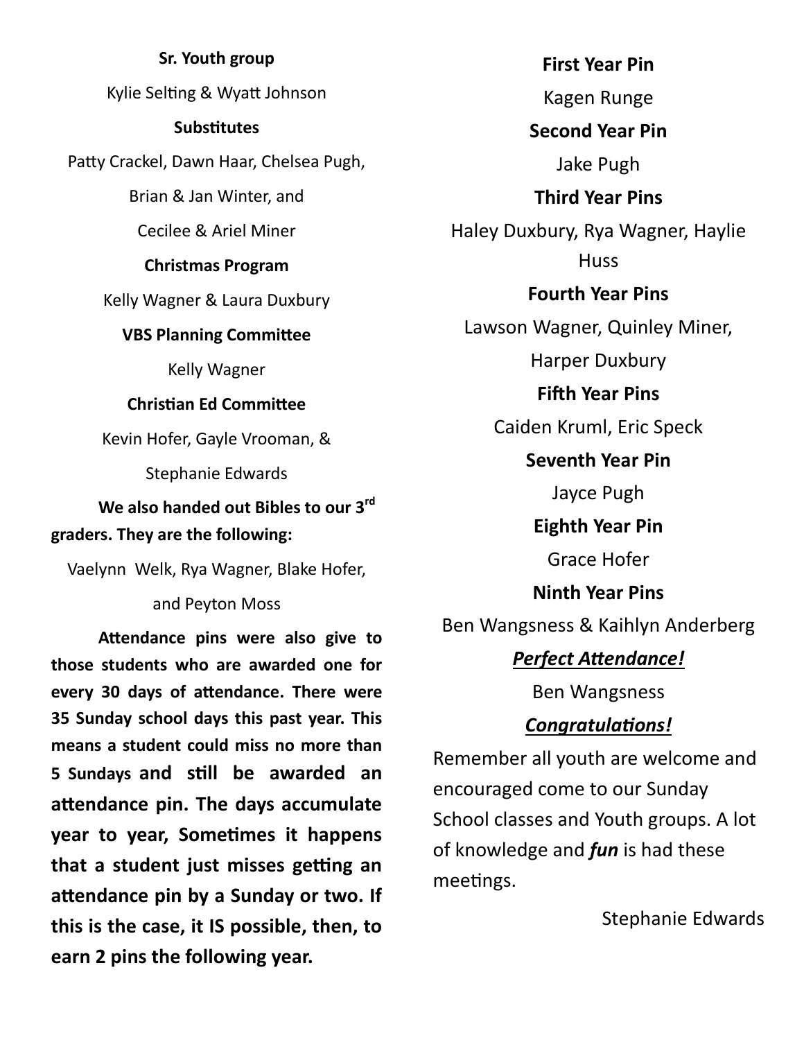**Sr. Youth group**

Kylie Selting & Wyatt Johnson

**Substitutes**

Patty Crackel, Dawn Haar, Chelsea Pugh, Brian & Jan Winter, and Cecilee & Ariel Miner

**Christmas Program**

Kelly Wagner & Laura Duxbury

**VBS Planning Committee**

Kelly Wagner

**Christian Ed Committee**

Kevin Hofer, Gayle Vrooman, & Stephanie Edwards

**We also handed out Bibles to our 3rd graders. They are the following:**

Vaelynn Welk, Rya Wagner, Blake Hofer, and Peyton Moss

**Attendance pins were also give to those students who are awarded one for every 30 days of attendance. There were 35 Sunday school days this past year. This means a student could miss no more than 5 Sundays and still be awarded an attendance pin. The days accumulate year to year, Sometimes it happens that a student just misses getting an attendance pin by a Sunday or two. If this is the case, it IS possible, then, to earn 2 pins the following year.**

**First Year Pin**

Kagen Runge

**Second Year Pin**

Jake Pugh

**Third Year Pins**

Haley Duxbury, Rya Wagner, Haylie Huss

**Fourth Year Pins**

Lawson Wagner, Quinley Miner, Harper Duxbury

**Fifth Year Pins**

Caiden Kruml, Eric Speck

**Seventh Year Pin**

Jayce Pugh

**Eighth Year Pin**

Grace Hofer

**Ninth Year Pins**

Ben Wangsness & Kaihlyn Anderberg

***Perfect Attendance!***

Ben Wangsness

***Congratulations!***

Remember all youth are welcome and encouraged come to our Sunday School classes and Youth groups. A lot of knowledge and ***fun*** is had these meetings.

Stephanie Edwards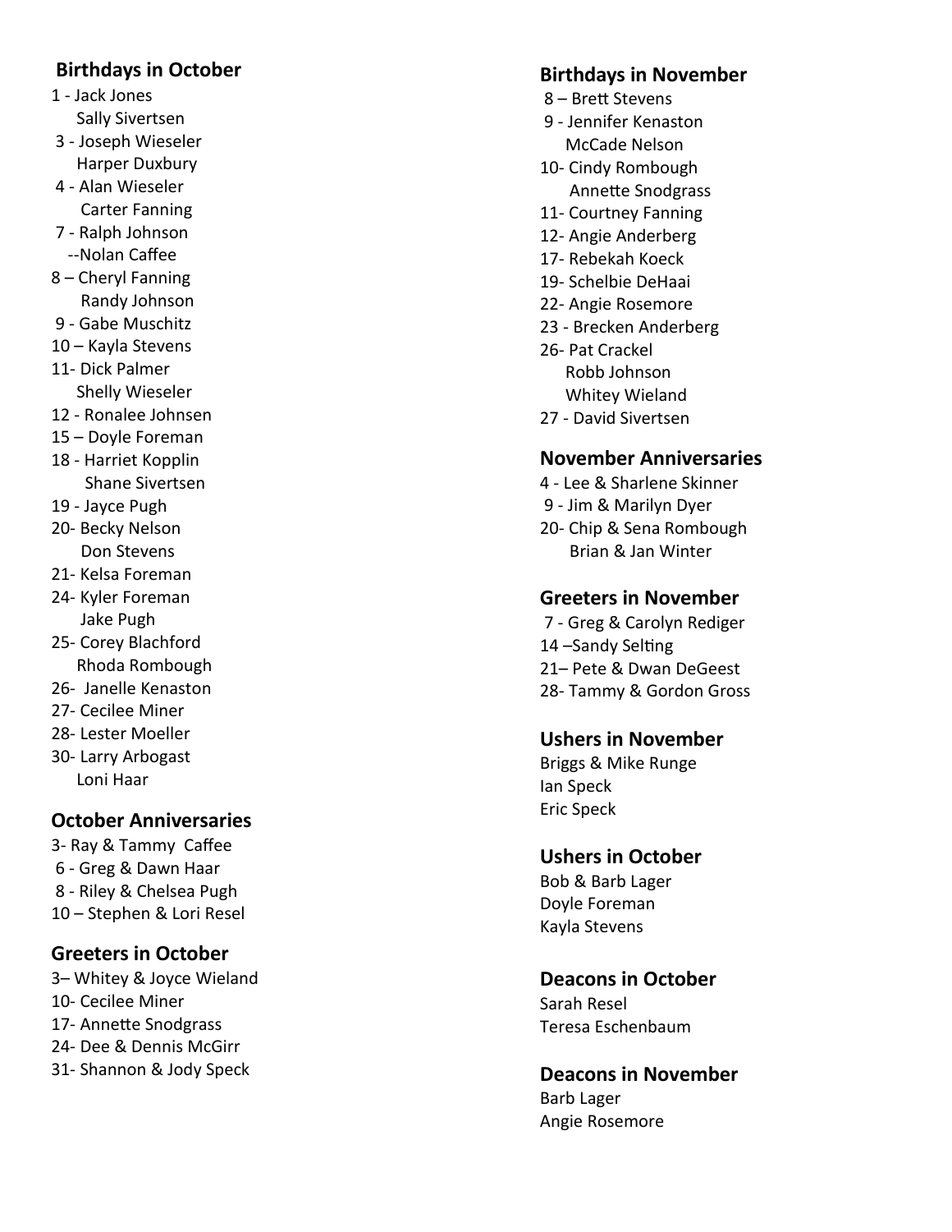## Birthdays in October

1 - Jack Jones
Sally Sivertsen
3 - Joseph Wieseler
Harper Duxbury
4 - Alan Wieseler
Carter Fanning
7 - Ralph Johnson
--Nolan Caffee
8 – Cheryl Fanning
Randy Johnson
9 - Gabe Muschitz
10 – Kayla Stevens
11- Dick Palmer
Shelly Wieseler
12 - Ronalee Johnsen
15 – Doyle Foreman
18 - Harriet Kopplin
Shane Sivertsen
19 - Jayce Pugh
20- Becky Nelson
Don Stevens
21- Kelsa Foreman
24- Kyler Foreman
Jake Pugh
25- Corey Blachford
Rhoda Rombough
26- Janelle Kenaston
27- Cecilee Miner
28- Lester Moeller
30- Larry Arbogast
Loni Haar

## October Anniversaries

3- Ray & Tammy Caffee
6 - Greg & Dawn Haar
8 - Riley & Chelsea Pugh
10 – Stephen & Lori Resel

## Greeters in October

3– Whitey & Joyce Wieland
10- Cecilee Miner
17- Annette Snodgrass
24- Dee & Dennis McGirr
31- Shannon & Jody Speck

## Birthdays in November

8 – Brett Stevens
9 - Jennifer Kenaston
McCade Nelson
10- Cindy Rombough
Annette Snodgrass
11- Courtney Fanning
12- Angie Anderberg
17- Rebekah Koeck
19- Schelbie DeHaai
22- Angie Rosemore
23 - Brecken Anderberg
26- Pat Crackel
Robb Johnson
Whitey Wieland
27 - David Sivertsen

## November Anniversaries

4 - Lee & Sharlene Skinner
9 - Jim & Marilyn Dyer
20- Chip & Sena Rombough
Brian & Jan Winter

## Greeters in November

7 - Greg & Carolyn Rediger
14 –Sandy Selting
21– Pete & Dwan DeGeest
28- Tammy & Gordon Gross

## Ushers in November

Briggs & Mike Runge
Ian Speck
Eric Speck

## Ushers in October

Bob & Barb Lager
Doyle Foreman
Kayla Stevens

## Deacons in October

Sarah Resel
Teresa Eschenbaum

## Deacons in November

Barb Lager
Angie Rosemore